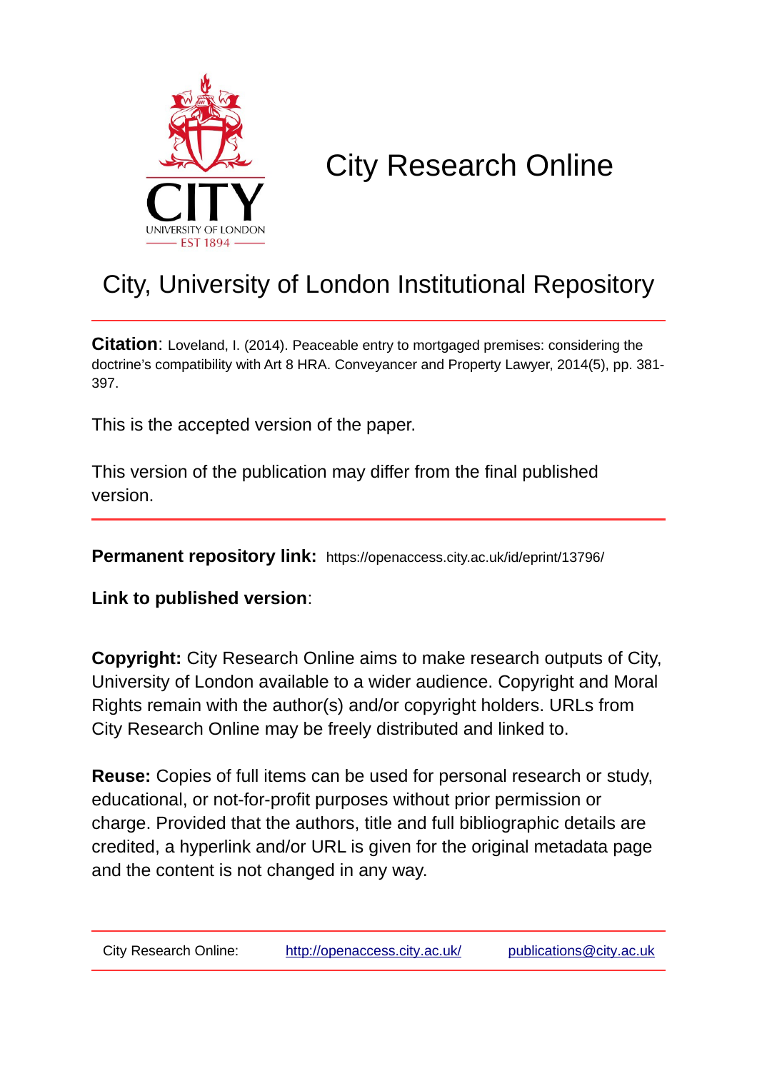# City Research Online

## City, University of London Institutional Repository

**Citation**: Loveland, I. (2014). Peaceable entry to mortgaged premises: considering the doctrine's compatibility with Art 8 HRA. Conveyancer and Property Lawyer, 2014(5), pp. 381-397.

This is the accepted version of the paper.

This version of the publication may differ from the final published version.

**Permanent repository link:** https://openaccess.city.ac.uk/id/eprint/13796/

**Link to published version**:

**Copyright:** City Research Online aims to make research outputs of City, University of London available to a wider audience. Copyright and Moral Rights remain with the author(s) and/or copyright holders. URLs from City Research Online may be freely distributed and linked to.

**Reuse:** Copies of full items can be used for personal research or study, educational, or not-for-profit purposes without prior permission or charge. Provided that the authors, title and full bibliographic details are credited, a hyperlink and/or URL is given for the original metadata page and the content is not changed in any way.

City Research Online: http://openaccess.city.ac.uk/ publications@city.ac.uk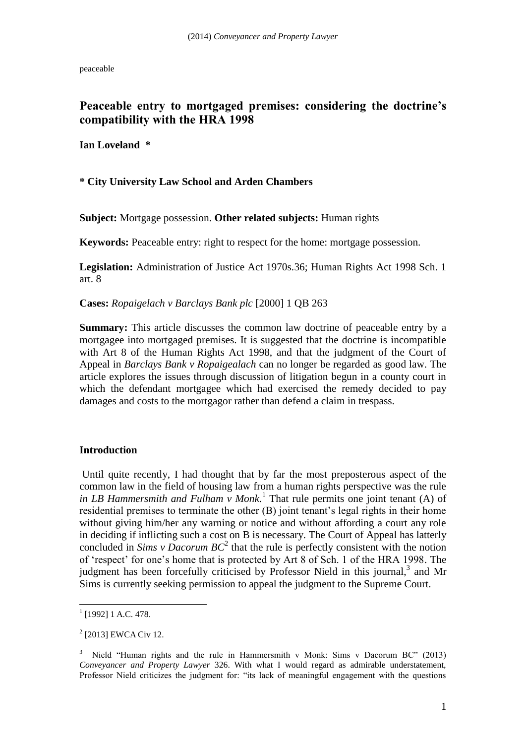peaceable

## Peaceable entry to mortgaged premises: considering the doctrine's compatibility with the HRA 1998

**Ian Loveland \***

**\* City University Law School and Arden Chambers**

**Subject:** Mortgage possession. **Other related subjects:** Human rights

**Keywords:** Peaceable entry: right to respect for the home: mortgage possession.

**Legislation:** Administration of Justice Act 1970s.36; Human Rights Act 1998 Sch. 1 art. 8

**Cases:** *Ropaigelach v Barclays Bank plc* [2000] 1 QB 263

**Summary:** This article discusses the common law doctrine of peaceable entry by a mortgagee into mortgaged premises. It is suggested that the doctrine is incompatible with Art 8 of the Human Rights Act 1998, and that the judgment of the Court of Appeal in *Barclays Bank v Ropaigealach* can no longer be regarded as good law. The article explores the issues through discussion of litigation begun in a county court in which the defendant mortgagee which had exercised the remedy decided to pay damages and costs to the mortgagor rather than defend a claim in trespass.

### Introduction

Until quite recently, I had thought that by far the most preposterous aspect of the common law in the field of housing law from a human rights perspective was the rule *in LB Hammersmith and Fulham v Monk.*[1] That rule permits one joint tenant (A) of residential premises to terminate the other (B) joint tenant's legal rights in their home without giving him/her any warning or notice and without affording a court any role in deciding if inflicting such a cost on B is necessary. The Court of Appeal has latterly concluded in *Sims v Dacorum BC*[2] that the rule is perfectly consistent with the notion of 'respect' for one's home that is protected by Art 8 of Sch. 1 of the HRA 1998. The judgment has been forcefully criticised by Professor Nield in this journal,[3] and Mr Sims is currently seeking permission to appeal the judgment to the Supreme Court.

---

[1] [1992] 1 A.C. 478.

[2] [2013] EWCA Civ 12.

[3] Nield "Human rights and the rule in Hammersmith v Monk: Sims v Dacorum BC" (2013) *Conveyancer and Property Lawyer* 326. With what I would regard as admirable understatement, Professor Nield criticizes the judgment for: "its lack of meaningful engagement with the questions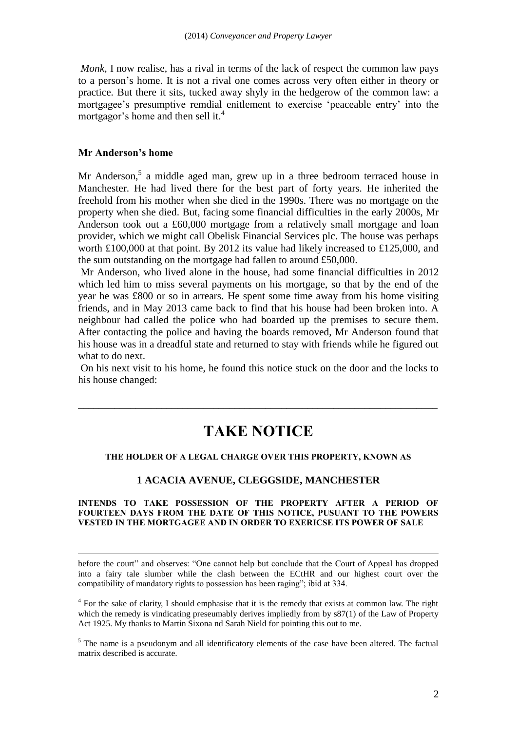*Monk*, I now realise, has a rival in terms of the lack of respect the common law pays to a person's home. It is not a rival one comes across very often either in theory or practice. But there it sits, tucked away shyly in the hedgerow of the common law: a mortgagee's presumptive remdial enitlement to exercise 'peaceable entry' into the mortgagor's home and then sell it.[4]

### Mr Anderson's home

Mr Anderson,[5] a middle aged man, grew up in a three bedroom terraced house in Manchester. He had lived there for the best part of forty years. He inherited the freehold from his mother when she died in the 1990s. There was no mortgage on the property when she died. But, facing some financial difficulties in the early 2000s, Mr Anderson took out a £60,000 mortgage from a relatively small mortgage and loan provider, which we might call Obelisk Financial Services plc. The house was perhaps worth £100,000 at that point. By 2012 its value had likely increased to £125,000, and the sum outstanding on the mortgage had fallen to around £50,000.

Mr Anderson, who lived alone in the house, had some financial difficulties in 2012 which led him to miss several payments on his mortgage, so that by the end of the year he was £800 or so in arrears. He spent some time away from his home visiting friends, and in May 2013 came back to find that his house had been broken into. A neighbour had called the police who had boarded up the premises to secure them. After contacting the police and having the boards removed, Mr Anderson found that his house was in a dreadful state and returned to stay with friends while he figured out what to do next.

On his next visit to his home, he found this notice stuck on the door and the locks to his house changed:

---

# TAKE NOTICE

**THE HOLDER OF A LEGAL CHARGE OVER THIS PROPERTY, KNOWN AS**

**1 ACACIA AVENUE, CLEGGSIDE, MANCHESTER**

**INTENDS TO TAKE POSSESSION OF THE PROPERTY AFTER A PERIOD OF FOURTEEN DAYS FROM THE DATE OF THIS NOTICE, PUSUANT TO THE POWERS VESTED IN THE MORTGAGEE AND IN ORDER TO EXERICSE ITS POWER OF SALE**

---

before the court" and observes: "One cannot help but conclude that the Court of Appeal has dropped into a fairy tale slumber while the clash between the ECtHR and our highest court over the compatibility of mandatory rights to possession has been raging"; ibid at 334.

[4] For the sake of clarity, I should emphasise that it is the remedy that exists at common law. The right which the remedy is vindicating preseumably derives impliedly from by s87(1) of the Law of Property Act 1925. My thanks to Martin Sixona nd Sarah Nield for pointing this out to me.

[5] The name is a pseudonym and all identificatory elements of the case have been altered. The factual matrix described is accurate.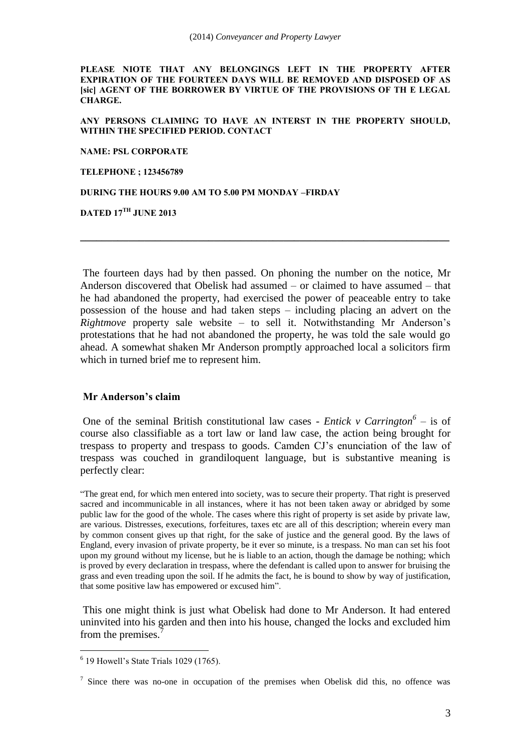**PLEASE NIOTE THAT ANY BELONGINGS LEFT IN THE PROPERTY AFTER EXPIRATION OF THE FOURTEEN DAYS WILL BE REMOVED AND DISPOSED OF AS [sic] AGENT OF THE BORROWER BY VIRTUE OF THE PROVISIONS OF TH E LEGAL CHARGE.**

**ANY PERSONS CLAIMING TO HAVE AN INTERST IN THE PROPERTY SHOULD, WITHIN THE SPECIFIED PERIOD. CONTACT**

**NAME: PSL CORPORATE**

**TELEPHONE ; 123456789**

**DURING THE HOURS 9.00 AM TO 5.00 PM MONDAY –FIRDAY**

**DATED 17TH JUNE 2013**

---

The fourteen days had by then passed. On phoning the number on the notice, Mr Anderson discovered that Obelisk had assumed – or claimed to have assumed – that he had abandoned the property, had exercised the power of peaceable entry to take possession of the house and had taken steps – including placing an advert on the *Rightmove* property sale website – to sell it. Notwithstanding Mr Anderson's protestations that he had not abandoned the property, he was told the sale would go ahead. A somewhat shaken Mr Anderson promptly approached local a solicitors firm which in turned brief me to represent him.

## Mr Anderson's claim

One of the seminal British constitutional law cases - *Entick v Carrington*[6] – is of course also classifiable as a tort law or land law case, the action being brought for trespass to property and trespass to goods. Camden CJ's enunciation of the law of trespass was couched in grandiloquent language, but is substantive meaning is perfectly clear:

> "The great end, for which men entered into society, was to secure their property. That right is preserved sacred and incommunicable in all instances, where it has not been taken away or abridged by some public law for the good of the whole. The cases where this right of property is set aside by private law, are various. Distresses, executions, forfeitures, taxes etc are all of this description; wherein every man by common consent gives up that right, for the sake of justice and the general good. By the laws of England, every invasion of private property, be it ever so minute, is a trespass. No man can set his foot upon my ground without my license, but he is liable to an action, though the damage be nothing; which is proved by every declaration in trespass, where the defendant is called upon to answer for bruising the grass and even treading upon the soil. If he admits the fact, he is bound to show by way of justification, that some positive law has empowered or excused him".

This one might think is just what Obelisk had done to Mr Anderson. It had entered uninvited into his garden and then into his house, changed the locks and excluded him from the premises.[7]

---

[6] 19 Howell's State Trials 1029 (1765).

[7] Since there was no-one in occupation of the premises when Obelisk did this, no offence was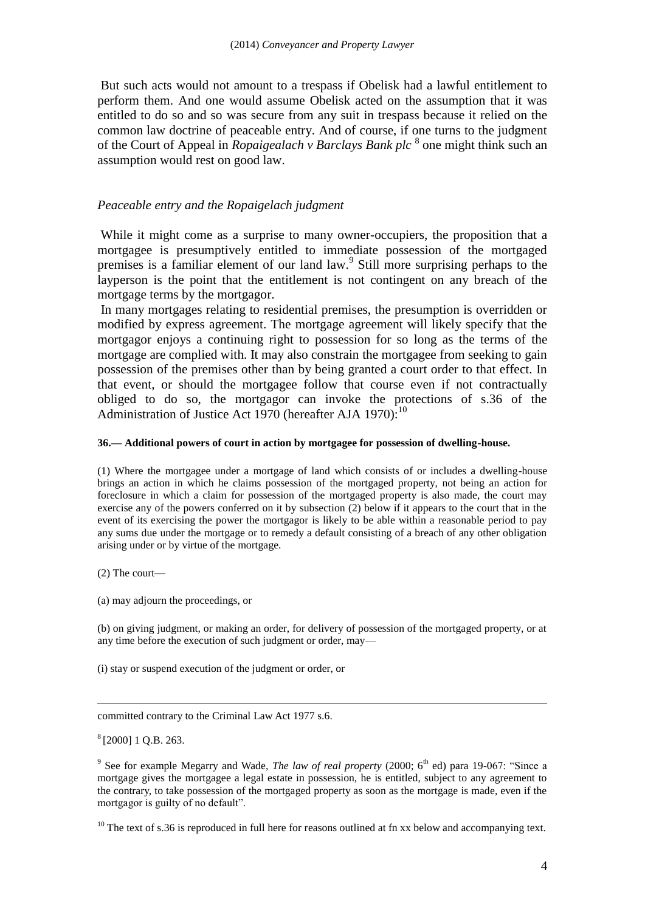But such acts would not amount to a trespass if Obelisk had a lawful entitlement to perform them. And one would assume Obelisk acted on the assumption that it was entitled to do so and so was secure from any suit in trespass because it relied on the common law doctrine of peaceable entry. And of course, if one turns to the judgment of the Court of Appeal in *Ropaigealach v Barclays Bank plc* [8] one might think such an assumption would rest on good law.

### *Peaceable entry and the Ropaigelach judgment*

While it might come as a surprise to many owner-occupiers, the proposition that a mortgagee is presumptively entitled to immediate possession of the mortgaged premises is a familiar element of our land law.[9] Still more surprising perhaps to the layperson is the point that the entitlement is not contingent on any breach of the mortgage terms by the mortgagor.

In many mortgages relating to residential premises, the presumption is overridden or modified by express agreement. The mortgage agreement will likely specify that the mortgagor enjoys a continuing right to possession for so long as the terms of the mortgage are complied with. It may also constrain the mortgagee from seeking to gain possession of the premises other than by being granted a court order to that effect. In that event, or should the mortgagee follow that course even if not contractually obliged to do so, the mortgagor can invoke the protections of s.36 of the Administration of Justice Act 1970 (hereafter AJA 1970):[10]

**36.— Additional powers of court in action by mortgagee for possession of dwelling-house.**

(1) Where the mortgagee under a mortgage of land which consists of or includes a dwelling-house brings an action in which he claims possession of the mortgaged property, not being an action for foreclosure in which a claim for possession of the mortgaged property is also made, the court may exercise any of the powers conferred on it by subsection (2) below if it appears to the court that in the event of its exercising the power the mortgagor is likely to be able within a reasonable period to pay any sums due under the mortgage or to remedy a default consisting of a breach of any other obligation arising under or by virtue of the mortgage.

(2) The court—

(a) may adjourn the proceedings, or

(b) on giving judgment, or making an order, for delivery of possession of the mortgaged property, or at any time before the execution of such judgment or order, may—

(i) stay or suspend execution of the judgment or order, or

---

committed contrary to the Criminal Law Act 1977 s.6.

[8] [2000] 1 Q.B. 263.

[9] See for example Megarry and Wade, *The law of real property* (2000; 6th ed) para 19-067: "Since a mortgage gives the mortgagee a legal estate in possession, he is entitled, subject to any agreement to the contrary, to take possession of the mortgaged property as soon as the mortgage is made, even if the mortgagor is guilty of no default".

[10] The text of s.36 is reproduced in full here for reasons outlined at fn xx below and accompanying text.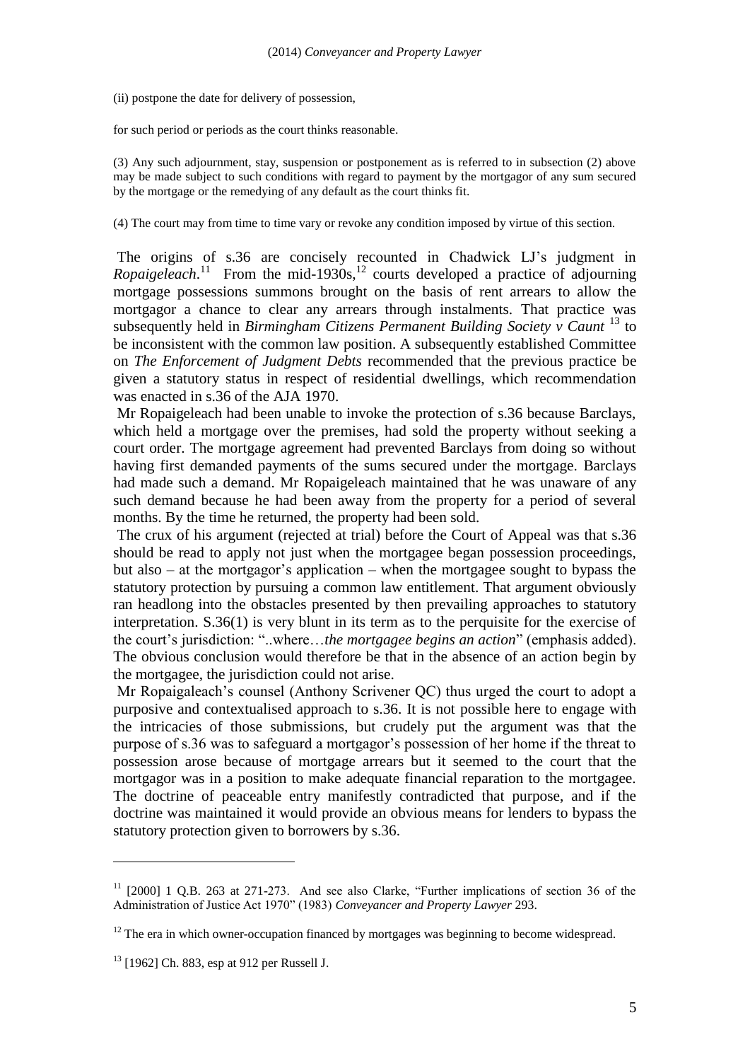(ii) postpone the date for delivery of possession,

for such period or periods as the court thinks reasonable.

(3) Any such adjournment, stay, suspension or postponement as is referred to in subsection (2) above may be made subject to such conditions with regard to payment by the mortgagor of any sum secured by the mortgage or the remedying of any default as the court thinks fit.

(4) The court may from time to time vary or revoke any condition imposed by virtue of this section.

The origins of s.36 are concisely recounted in Chadwick LJ's judgment in *Ropaigeleach*.[11] From the mid-1930s,[12] courts developed a practice of adjourning mortgage possessions summons brought on the basis of rent arrears to allow the mortgagor a chance to clear any arrears through instalments. That practice was subsequently held in *Birmingham Citizens Permanent Building Society v Caunt* [13] to be inconsistent with the common law position. A subsequently established Committee on *The Enforcement of Judgment Debts* recommended that the previous practice be given a statutory status in respect of residential dwellings, which recommendation was enacted in s.36 of the AJA 1970.

Mr Ropaigeleach had been unable to invoke the protection of s.36 because Barclays, which held a mortgage over the premises, had sold the property without seeking a court order. The mortgage agreement had prevented Barclays from doing so without having first demanded payments of the sums secured under the mortgage. Barclays had made such a demand. Mr Ropaigeleach maintained that he was unaware of any such demand because he had been away from the property for a period of several months. By the time he returned, the property had been sold.

The crux of his argument (rejected at trial) before the Court of Appeal was that s.36 should be read to apply not just when the mortgagee began possession proceedings, but also – at the mortgagor's application – when the mortgagee sought to bypass the statutory protection by pursuing a common law entitlement. That argument obviously ran headlong into the obstacles presented by then prevailing approaches to statutory interpretation. S.36(1) is very blunt in its term as to the perquisite for the exercise of the court's jurisdiction: "..where…*the mortgagee begins an action*" (emphasis added). The obvious conclusion would therefore be that in the absence of an action begin by the mortgagee, the jurisdiction could not arise.

Mr Ropaigaleach's counsel (Anthony Scrivener QC) thus urged the court to adopt a purposive and contextualised approach to s.36. It is not possible here to engage with the intricacies of those submissions, but crudely put the argument was that the purpose of s.36 was to safeguard a mortgagor's possession of her home if the threat to possession arose because of mortgage arrears but it seemed to the court that the mortgagor was in a position to make adequate financial reparation to the mortgagee. The doctrine of peaceable entry manifestly contradicted that purpose, and if the doctrine was maintained it would provide an obvious means for lenders to bypass the statutory protection given to borrowers by s.36.

[11] [2000] 1 Q.B. 263 at 271-273. And see also Clarke, "Further implications of section 36 of the Administration of Justice Act 1970" (1983) *Conveyancer and Property Lawyer* 293.

[12] The era in which owner-occupation financed by mortgages was beginning to become widespread.

[13] [1962] Ch. 883, esp at 912 per Russell J.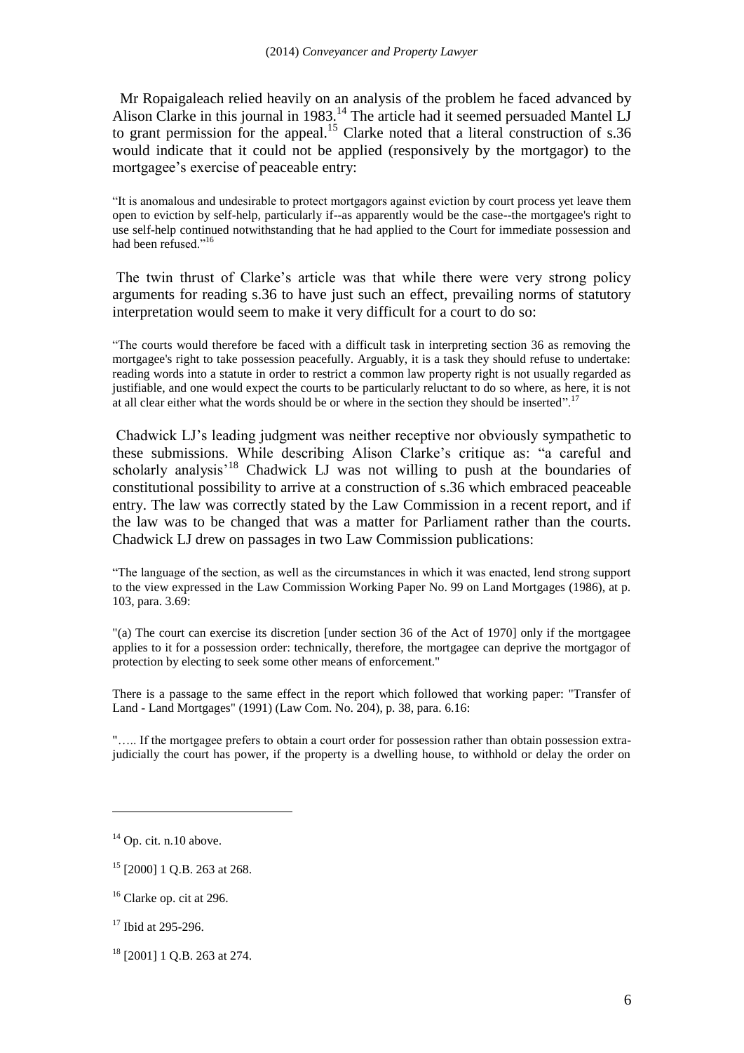Mr Ropaigaleach relied heavily on an analysis of the problem he faced advanced by Alison Clarke in this journal in 1983.[14] The article had it seemed persuaded Mantel LJ to grant permission for the appeal.[15] Clarke noted that a literal construction of s.36 would indicate that it could not be applied (responsively by the mortgagor) to the mortgagee's exercise of peaceable entry:

> "It is anomalous and undesirable to protect mortgagors against eviction by court process yet leave them open to eviction by self-help, particularly if--as apparently would be the case--the mortgagee's right to use self-help continued notwithstanding that he had applied to the Court for immediate possession and had been refused."[16]

The twin thrust of Clarke's article was that while there were very strong policy arguments for reading s.36 to have just such an effect, prevailing norms of statutory interpretation would seem to make it very difficult for a court to do so:

> "The courts would therefore be faced with a difficult task in interpreting section 36 as removing the mortgagee's right to take possession peacefully. Arguably, it is a task they should refuse to undertake: reading words into a statute in order to restrict a common law property right is not usually regarded as justifiable, and one would expect the courts to be particularly reluctant to do so where, as here, it is not at all clear either what the words should be or where in the section they should be inserted".[17]

Chadwick LJ's leading judgment was neither receptive nor obviously sympathetic to these submissions. While describing Alison Clarke's critique as: "a careful and scholarly analysis'[18] Chadwick LJ was not willing to push at the boundaries of constitutional possibility to arrive at a construction of s.36 which embraced peaceable entry. The law was correctly stated by the Law Commission in a recent report, and if the law was to be changed that was a matter for Parliament rather than the courts. Chadwick LJ drew on passages in two Law Commission publications:

> "The language of the section, as well as the circumstances in which it was enacted, lend strong support to the view expressed in the Law Commission Working Paper No. 99 on Land Mortgages (1986), at p. 103, para. 3.69:
>
> "(a) The court can exercise its discretion [under section 36 of the Act of 1970] only if the mortgagee applies to it for a possession order: technically, therefore, the mortgagee can deprive the mortgagor of protection by electing to seek some other means of enforcement."
>
> There is a passage to the same effect in the report which followed that working paper: "Transfer of Land - Land Mortgages" (1991) (Law Com. No. 204), p. 38, para. 6.16:
>
> "….. If the mortgagee prefers to obtain a court order for possession rather than obtain possession extra-judicially the court has power, if the property is a dwelling house, to withhold or delay the order on

---

[14] Op. cit. n.10 above.

[15] [2000] 1 Q.B. 263 at 268.

[16] Clarke op. cit at 296.

[17] Ibid at 295-296.

[18] [2001] 1 Q.B. 263 at 274.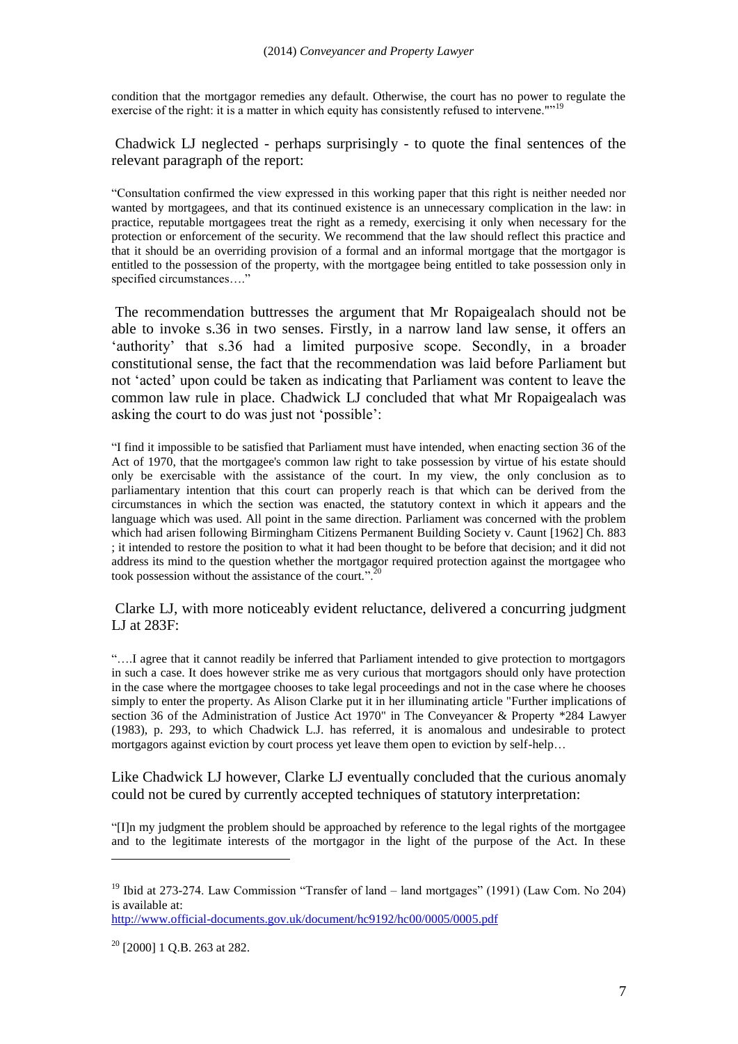condition that the mortgagor remedies any default. Otherwise, the court has no power to regulate the exercise of the right: it is a matter in which equity has consistently refused to intervene."'[19]

Chadwick LJ neglected - perhaps surprisingly - to quote the final sentences of the relevant paragraph of the report:

> "Consultation confirmed the view expressed in this working paper that this right is neither needed nor wanted by mortgagees, and that its continued existence is an unnecessary complication in the law: in practice, reputable mortgagees treat the right as a remedy, exercising it only when necessary for the protection or enforcement of the security. We recommend that the law should reflect this practice and that it should be an overriding provision of a formal and an informal mortgage that the mortgagor is entitled to the possession of the property, with the mortgagee being entitled to take possession only in specified circumstances…."

The recommendation buttresses the argument that Mr Ropaigealach should not be able to invoke s.36 in two senses. Firstly, in a narrow land law sense, it offers an 'authority' that s.36 had a limited purposive scope. Secondly, in a broader constitutional sense, the fact that the recommendation was laid before Parliament but not 'acted' upon could be taken as indicating that Parliament was content to leave the common law rule in place. Chadwick LJ concluded that what Mr Ropaigealach was asking the court to do was just not 'possible':

> "I find it impossible to be satisfied that Parliament must have intended, when enacting section 36 of the Act of 1970, that the mortgagee's common law right to take possession by virtue of his estate should only be exercisable with the assistance of the court. In my view, the only conclusion as to parliamentary intention that this court can properly reach is that which can be derived from the circumstances in which the section was enacted, the statutory context in which it appears and the language which was used. All point in the same direction. Parliament was concerned with the problem which had arisen following Birmingham Citizens Permanent Building Society v. Caunt [1962] Ch. 883 ; it intended to restore the position to what it had been thought to be before that decision; and it did not address its mind to the question whether the mortgagor required protection against the mortgagee who took possession without the assistance of the court.".[20]

Clarke LJ, with more noticeably evident reluctance, delivered a concurring judgment LJ at 283F:

> "….I agree that it cannot readily be inferred that Parliament intended to give protection to mortgagors in such a case. It does however strike me as very curious that mortgagors should only have protection in the case where the mortgagee chooses to take legal proceedings and not in the case where he chooses simply to enter the property. As Alison Clarke put it in her illuminating article "Further implications of section 36 of the Administration of Justice Act 1970" in The Conveyancer & Property *284 Lawyer (1983), p. 293, to which Chadwick L.J. has referred, it is anomalous and undesirable to protect mortgagors against eviction by court process yet leave them open to eviction by self-help…

Like Chadwick LJ however, Clarke LJ eventually concluded that the curious anomaly could not be cured by currently accepted techniques of statutory interpretation:

> "[I]n my judgment the problem should be approached by reference to the legal rights of the mortgagee and to the legitimate interests of the mortgagor in the light of the purpose of the Act. In these

---

[19] Ibid at 273-274. Law Commission "Transfer of land – land mortgages" (1991) (Law Com. No 204) is available at: http://www.official-documents.gov.uk/document/hc9192/hc00/0005/0005.pdf

[20] [2000] 1 Q.B. 263 at 282.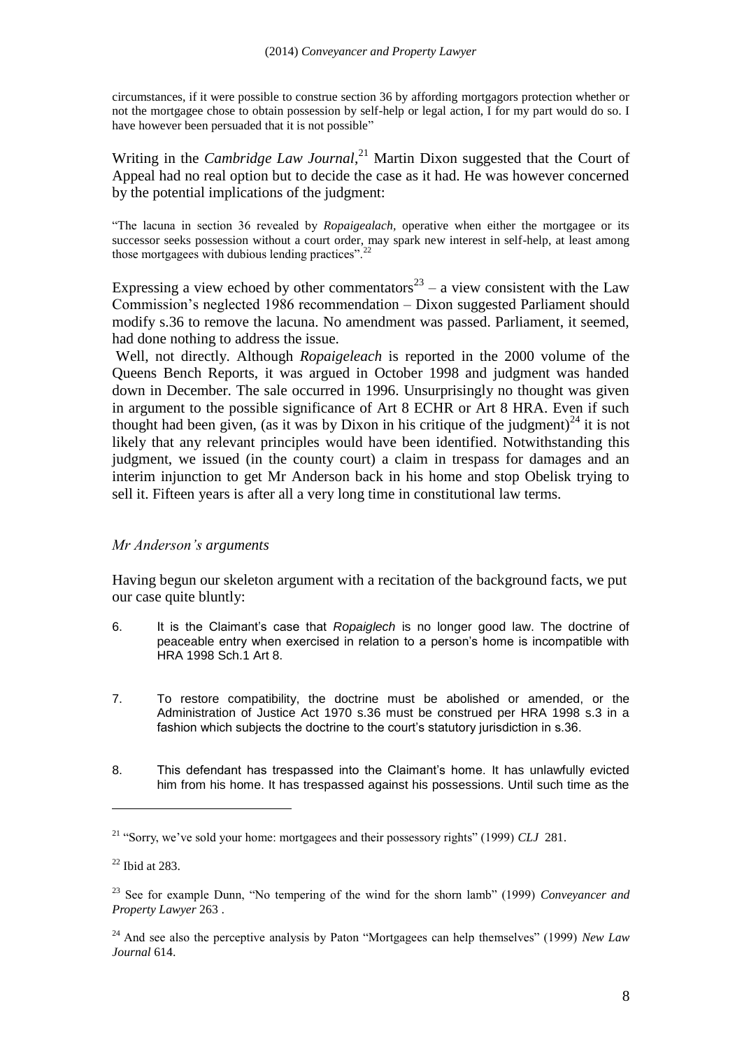circumstances, if it were possible to construe section 36 by affording mortgagors protection whether or not the mortgagee chose to obtain possession by self-help or legal action, I for my part would do so. I have however been persuaded that it is not possible"

Writing in the *Cambridge Law Journal*,[21] Martin Dixon suggested that the Court of Appeal had no real option but to decide the case as it had. He was however concerned by the potential implications of the judgment:

"The lacuna in section 36 revealed by *Ropaigealach*, operative when either the mortgagee or its successor seeks possession without a court order, may spark new interest in self-help, at least among those mortgagees with dubious lending practices".[22]

Expressing a view echoed by other commentators[23] – a view consistent with the Law Commission's neglected 1986 recommendation – Dixon suggested Parliament should modify s.36 to remove the lacuna. No amendment was passed. Parliament, it seemed, had done nothing to address the issue.

Well, not directly. Although *Ropaigeleach* is reported in the 2000 volume of the Queens Bench Reports, it was argued in October 1998 and judgment was handed down in December. The sale occurred in 1996. Unsurprisingly no thought was given in argument to the possible significance of Art 8 ECHR or Art 8 HRA. Even if such thought had been given, (as it was by Dixon in his critique of the judgment)[24] it is not likely that any relevant principles would have been identified. Notwithstanding this judgment, we issued (in the county court) a claim in trespass for damages and an interim injunction to get Mr Anderson back in his home and stop Obelisk trying to sell it. Fifteen years is after all a very long time in constitutional law terms.

### *Mr Anderson's arguments*

Having begun our skeleton argument with a recitation of the background facts, we put our case quite bluntly:

6. It is the Claimant's case that *Ropaiglech* is no longer good law. The doctrine of peaceable entry when exercised in relation to a person's home is incompatible with HRA 1998 Sch.1 Art 8.

7. To restore compatibility, the doctrine must be abolished or amended, or the Administration of Justice Act 1970 s.36 must be construed per HRA 1998 s.3 in a fashion which subjects the doctrine to the court's statutory jurisdiction in s.36.

8. This defendant has trespassed into the Claimant's home. It has unlawfully evicted him from his home. It has trespassed against his possessions. Until such time as the

---

[21] "Sorry, we've sold your home: mortgagees and their possessory rights" (1999) *CLJ* 281.

[22] Ibid at 283.

[23] See for example Dunn, "No tempering of the wind for the shorn lamb" (1999) *Conveyancer and Property Lawyer* 263 .

[24] And see also the perceptive analysis by Paton "Mortgagees can help themselves" (1999) *New Law Journal* 614.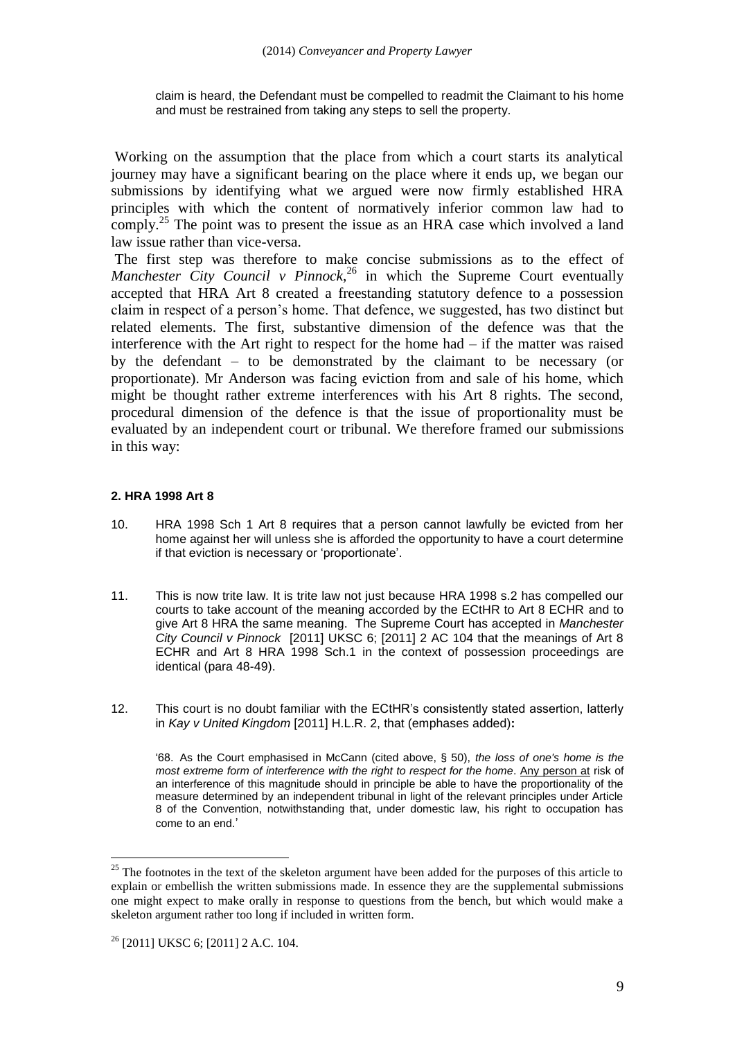claim is heard, the Defendant must be compelled to readmit the Claimant to his home and must be restrained from taking any steps to sell the property.

Working on the assumption that the place from which a court starts its analytical journey may have a significant bearing on the place where it ends up, we began our submissions by identifying what we argued were now firmly established HRA principles with which the content of normatively inferior common law had to comply.[25] The point was to present the issue as an HRA case which involved a land law issue rather than vice-versa.

The first step was therefore to make concise submissions as to the effect of *Manchester City Council v Pinnock*,[26] in which the Supreme Court eventually accepted that HRA Art 8 created a freestanding statutory defence to a possession claim in respect of a person's home. That defence, we suggested, has two distinct but related elements. The first, substantive dimension of the defence was that the interference with the Art right to respect for the home had – if the matter was raised by the defendant – to be demonstrated by the claimant to be necessary (or proportionate). Mr Anderson was facing eviction from and sale of his home, which might be thought rather extreme interferences with his Art 8 rights. The second, procedural dimension of the defence is that the issue of proportionality must be evaluated by an independent court or tribunal. We therefore framed our submissions in this way:

**2. HRA 1998 Art 8**

10. HRA 1998 Sch 1 Art 8 requires that a person cannot lawfully be evicted from her home against her will unless she is afforded the opportunity to have a court determine if that eviction is necessary or 'proportionate'.

11. This is now trite law. It is trite law not just because HRA 1998 s.2 has compelled our courts to take account of the meaning accorded by the ECtHR to Art 8 ECHR and to give Art 8 HRA the same meaning. The Supreme Court has accepted in *Manchester City Council v Pinnock* [2011] UKSC 6; [2011] 2 AC 104 that the meanings of Art 8 ECHR and Art 8 HRA 1998 Sch.1 in the context of possession proceedings are identical (para 48-49).

12. This court is no doubt familiar with the ECtHR's consistently stated assertion, latterly in *Kay v United Kingdom* [2011] H.L.R. 2, that (emphases added)**:**

> '68. As the Court emphasised in McCann (cited above, § 50), *the loss of one's home is the most extreme form of interference with the right to respect for the home*. Any person at risk of an interference of this magnitude should in principle be able to have the proportionality of the measure determined by an independent tribunal in light of the relevant principles under Article 8 of the Convention, notwithstanding that, under domestic law, his right to occupation has come to an end.'

---

[25] The footnotes in the text of the skeleton argument have been added for the purposes of this article to explain or embellish the written submissions made. In essence they are the supplemental submissions one might expect to make orally in response to questions from the bench, but which would make a skeleton argument rather too long if included in written form.

[26] [2011] UKSC 6; [2011] 2 A.C. 104.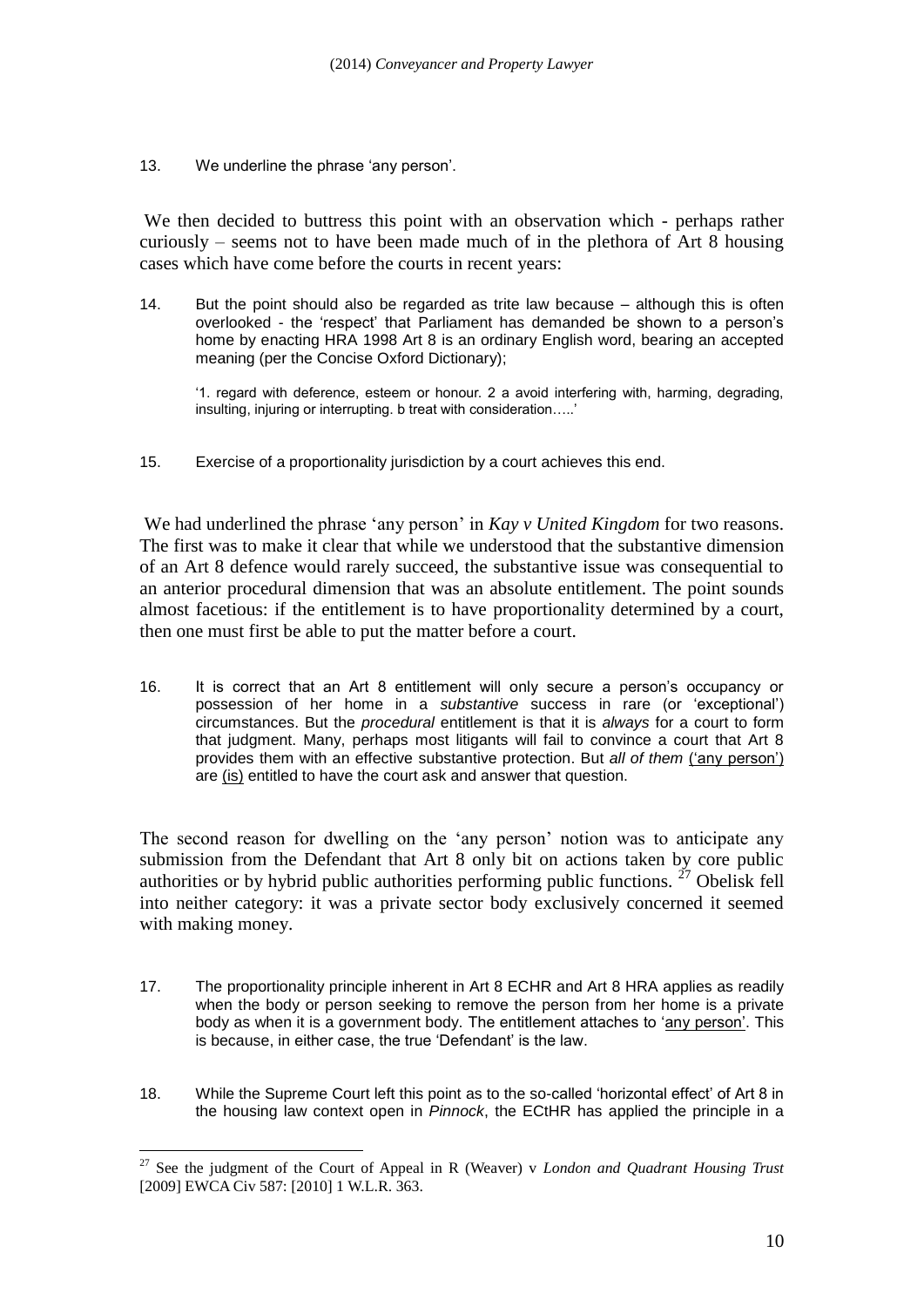13. We underline the phrase 'any person'.

We then decided to buttress this point with an observation which - perhaps rather curiously – seems not to have been made much of in the plethora of Art 8 housing cases which have come before the courts in recent years:

14. But the point should also be regarded as trite law because – although this is often overlooked - the 'respect' that Parliament has demanded be shown to a person's home by enacting HRA 1998 Art 8 is an ordinary English word, bearing an accepted meaning (per the Concise Oxford Dictionary);

    '1. regard with deference, esteem or honour. 2 a avoid interfering with, harming, degrading, insulting, injuring or interrupting. b treat with consideration…..'

15. Exercise of a proportionality jurisdiction by a court achieves this end.

We had underlined the phrase 'any person' in *Kay v United Kingdom* for two reasons. The first was to make it clear that while we understood that the substantive dimension of an Art 8 defence would rarely succeed, the substantive issue was consequential to an anterior procedural dimension that was an absolute entitlement. The point sounds almost facetious: if the entitlement is to have proportionality determined by a court, then one must first be able to put the matter before a court.

16. It is correct that an Art 8 entitlement will only secure a person's occupancy or possession of her home in a *substantive* success in rare (or 'exceptional') circumstances. But the *procedural* entitlement is that it is *always* for a court to form that judgment. Many, perhaps most litigants will fail to convince a court that Art 8 provides them with an effective substantive protection. But *all of them* <u>('any person')</u> are <u>(is)</u> entitled to have the court ask and answer that question.

The second reason for dwelling on the 'any person' notion was to anticipate any submission from the Defendant that Art 8 only bit on actions taken by core public authorities or by hybrid public authorities performing public functions.[27] Obelisk fell into neither category: it was a private sector body exclusively concerned it seemed with making money.

17. The proportionality principle inherent in Art 8 ECHR and Art 8 HRA applies as readily when the body or person seeking to remove the person from her home is a private body as when it is a government body. The entitlement attaches to '<u>any person</u>'. This is because, in either case, the true 'Defendant' is the law.

18. While the Supreme Court left this point as to the so-called 'horizontal effect' of Art 8 in the housing law context open in *Pinnock*, the ECtHR has applied the principle in a

[27] See the judgment of the Court of Appeal in R (Weaver) v *London and Quadrant Housing Trust* [2009] EWCA Civ 587: [2010] 1 W.L.R. 363.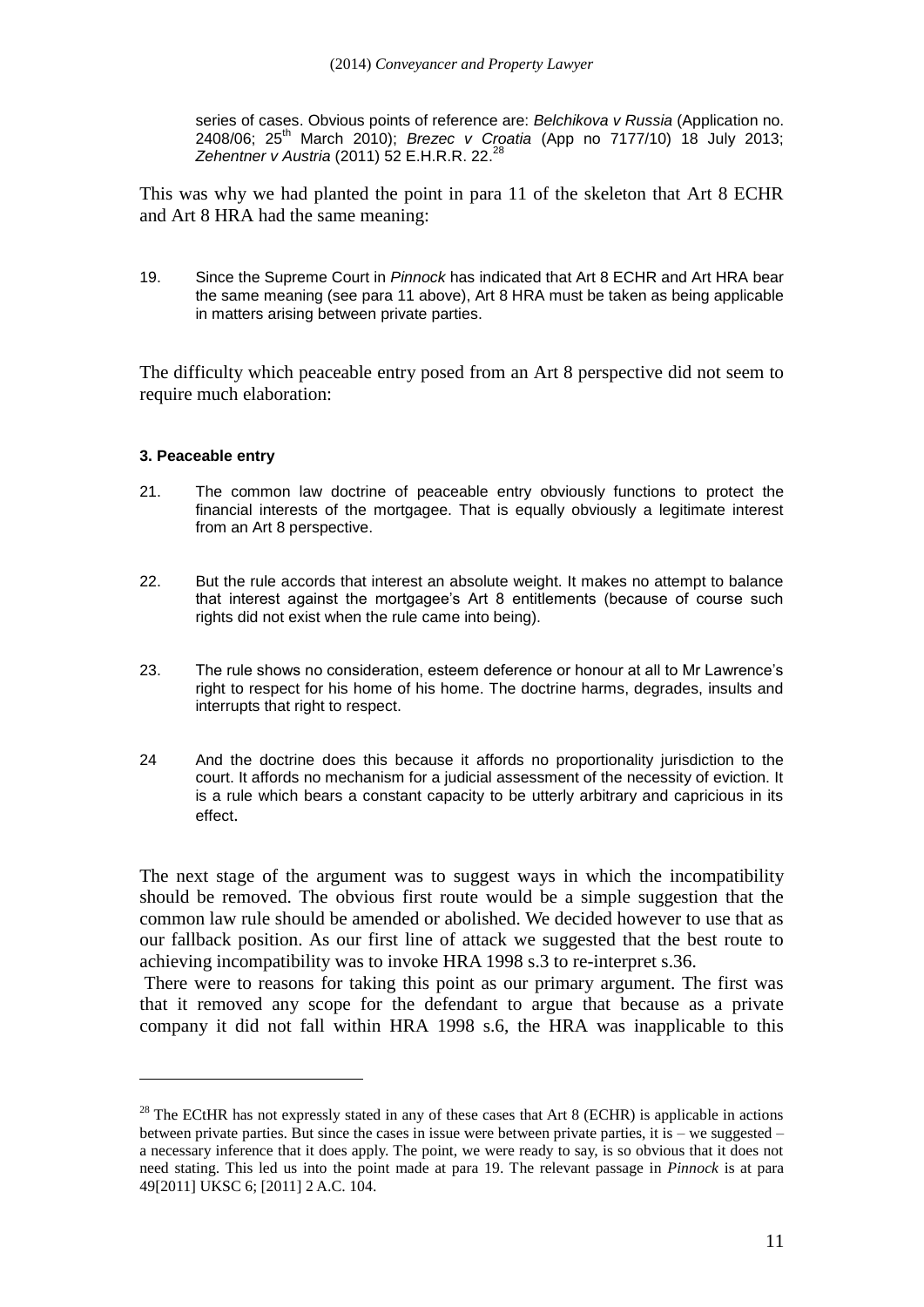series of cases. Obvious points of reference are: *Belchikova v Russia* (Application no. 2408/06; 25th March 2010); *Brezec v Croatia* (App no 7177/10) 18 July 2013; *Zehentner v Austria* (2011) 52 E.H.R.R. 22.[28]

This was why we had planted the point in para 11 of the skeleton that Art 8 ECHR and Art 8 HRA had the same meaning:

19. Since the Supreme Court in *Pinnock* has indicated that Art 8 ECHR and Art HRA bear the same meaning (see para 11 above), Art 8 HRA must be taken as being applicable in matters arising between private parties.

The difficulty which peaceable entry posed from an Art 8 perspective did not seem to require much elaboration:

**3. Peaceable entry**

21. The common law doctrine of peaceable entry obviously functions to protect the financial interests of the mortgagee. That is equally obviously a legitimate interest from an Art 8 perspective.

22. But the rule accords that interest an absolute weight. It makes no attempt to balance that interest against the mortgagee's Art 8 entitlements (because of course such rights did not exist when the rule came into being).

23. The rule shows no consideration, esteem deference or honour at all to Mr Lawrence's right to respect for his home of his home. The doctrine harms, degrades, insults and interrupts that right to respect.

24 And the doctrine does this because it affords no proportionality jurisdiction to the court. It affords no mechanism for a judicial assessment of the necessity of eviction. It is a rule which bears a constant capacity to be utterly arbitrary and capricious in its effect.

The next stage of the argument was to suggest ways in which the incompatibility should be removed. The obvious first route would be a simple suggestion that the common law rule should be amended or abolished. We decided however to use that as our fallback position. As our first line of attack we suggested that the best route to achieving incompatibility was to invoke HRA 1998 s.3 to re-interpret s.36.

There were to reasons for taking this point as our primary argument. The first was that it removed any scope for the defendant to argue that because as a private company it did not fall within HRA 1998 s.6, the HRA was inapplicable to this

[28] The ECtHR has not expressly stated in any of these cases that Art 8 (ECHR) is applicable in actions between private parties. But since the cases in issue were between private parties, it is – we suggested – a necessary inference that it does apply. The point, we were ready to say, is so obvious that it does not need stating. This led us into the point made at para 19. The relevant passage in *Pinnock* is at para 49[2011] UKSC 6; [2011] 2 A.C. 104.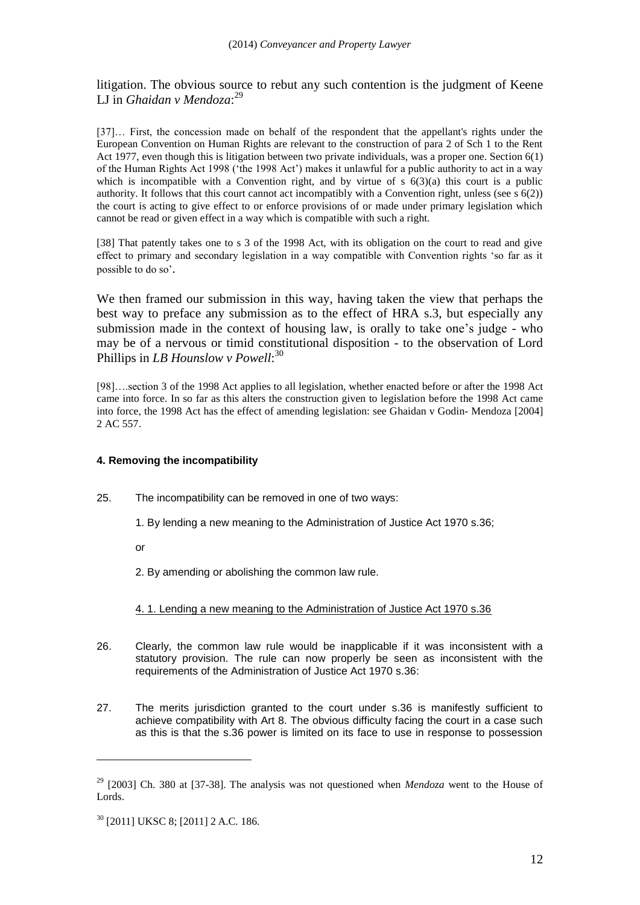litigation. The obvious source to rebut any such contention is the judgment of Keene LJ in *Ghaidan v Mendoza*:[29]

> [37]… First, the concession made on behalf of the respondent that the appellant's rights under the European Convention on Human Rights are relevant to the construction of para 2 of Sch 1 to the Rent Act 1977, even though this is litigation between two private individuals, was a proper one. Section 6(1) of the Human Rights Act 1998 ('the 1998 Act') makes it unlawful for a public authority to act in a way which is incompatible with a Convention right, and by virtue of s 6(3)(a) this court is a public authority. It follows that this court cannot act incompatibly with a Convention right, unless (see s 6(2)) the court is acting to give effect to or enforce provisions of or made under primary legislation which cannot be read or given effect in a way which is compatible with such a right.
>
> [38] That patently takes one to s 3 of the 1998 Act, with its obligation on the court to read and give effect to primary and secondary legislation in a way compatible with Convention rights 'so far as it possible to do so'.

We then framed our submission in this way, having taken the view that perhaps the best way to preface any submission as to the effect of HRA s.3, but especially any submission made in the context of housing law, is orally to take one's judge - who may be of a nervous or timid constitutional disposition - to the observation of Lord Phillips in *LB Hounslow v Powell*:[30]

> [98]….section 3 of the 1998 Act applies to all legislation, whether enacted before or after the 1998 Act came into force. In so far as this alters the construction given to legislation before the 1998 Act came into force, the 1998 Act has the effect of amending legislation: see Ghaidan v Godin- Mendoza [2004] 2 AC 557.

#### 4. Removing the incompatibility

25. The incompatibility can be removed in one of two ways:

    1. By lending a new meaning to the Administration of Justice Act 1970 s.36;

    or

    2. By amending or abolishing the common law rule.

<u>4. 1. Lending a new meaning to the Administration of Justice Act 1970 s.36</u>

26. Clearly, the common law rule would be inapplicable if it was inconsistent with a statutory provision. The rule can now properly be seen as inconsistent with the requirements of the Administration of Justice Act 1970 s.36:

27. The merits jurisdiction granted to the court under s.36 is manifestly sufficient to achieve compatibility with Art 8. The obvious difficulty facing the court in a case such as this is that the s.36 power is limited on its face to use in response to possession

---

[29] [2003] Ch. 380 at [37-38]. The analysis was not questioned when *Mendoza* went to the House of Lords.

[30] [2011] UKSC 8; [2011] 2 A.C. 186.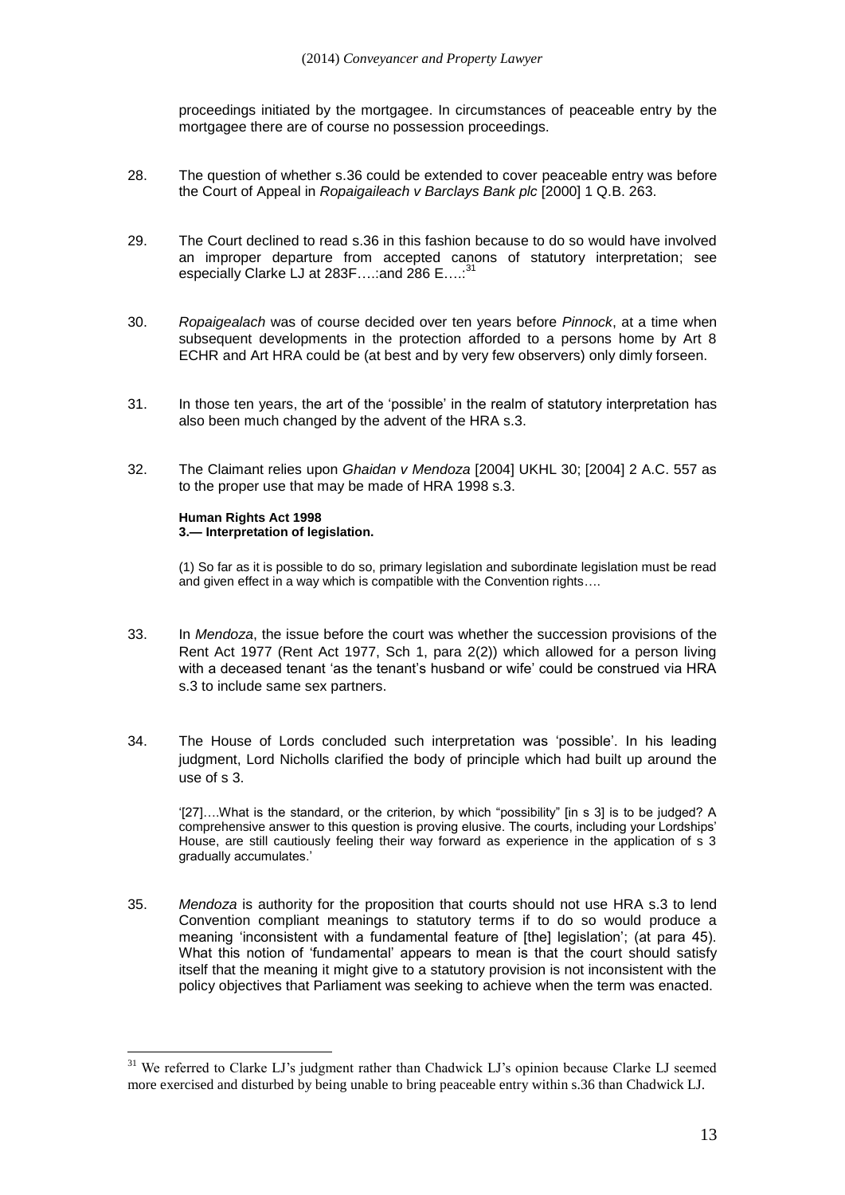proceedings initiated by the mortgagee. In circumstances of peaceable entry by the mortgagee there are of course no possession proceedings.

28. The question of whether s.36 could be extended to cover peaceable entry was before the Court of Appeal in *Ropaigaileach v Barclays Bank plc* [2000] 1 Q.B. 263.

29. The Court declined to read s.36 in this fashion because to do so would have involved an improper departure from accepted canons of statutory interpretation; see especially Clarke LJ at 283F….:and 286 E….:[31]

30. *Ropaigealach* was of course decided over ten years before *Pinnock*, at a time when subsequent developments in the protection afforded to a persons home by Art 8 ECHR and Art HRA could be (at best and by very few observers) only dimly forseen.

31. In those ten years, the art of the 'possible' in the realm of statutory interpretation has also been much changed by the advent of the HRA s.3.

32. The Claimant relies upon *Ghaidan v Mendoza* [2004] UKHL 30; [2004] 2 A.C. 557 as to the proper use that may be made of HRA 1998 s.3.

> **Human Rights Act 1998**
> **3.— Interpretation of legislation.**
>
> (1) So far as it is possible to do so, primary legislation and subordinate legislation must be read and given effect in a way which is compatible with the Convention rights….

33. In *Mendoza*, the issue before the court was whether the succession provisions of the Rent Act 1977 (Rent Act 1977, Sch 1, para 2(2)) which allowed for a person living with a deceased tenant 'as the tenant's husband or wife' could be construed via HRA s.3 to include same sex partners.

34. The House of Lords concluded such interpretation was 'possible'. In his leading judgment, Lord Nicholls clarified the body of principle which had built up around the use of s 3.

> '[27]….What is the standard, or the criterion, by which "possibility" [in s 3] is to be judged? A comprehensive answer to this question is proving elusive. The courts, including your Lordships' House, are still cautiously feeling their way forward as experience in the application of s 3 gradually accumulates.'

35. *Mendoza* is authority for the proposition that courts should not use HRA s.3 to lend Convention compliant meanings to statutory terms if to do so would produce a meaning 'inconsistent with a fundamental feature of [the] legislation'; (at para 45). What this notion of 'fundamental' appears to mean is that the court should satisfy itself that the meaning it might give to a statutory provision is not inconsistent with the policy objectives that Parliament was seeking to achieve when the term was enacted.

---

[31] We referred to Clarke LJ's judgment rather than Chadwick LJ's opinion because Clarke LJ seemed more exercised and disturbed by being unable to bring peaceable entry within s.36 than Chadwick LJ.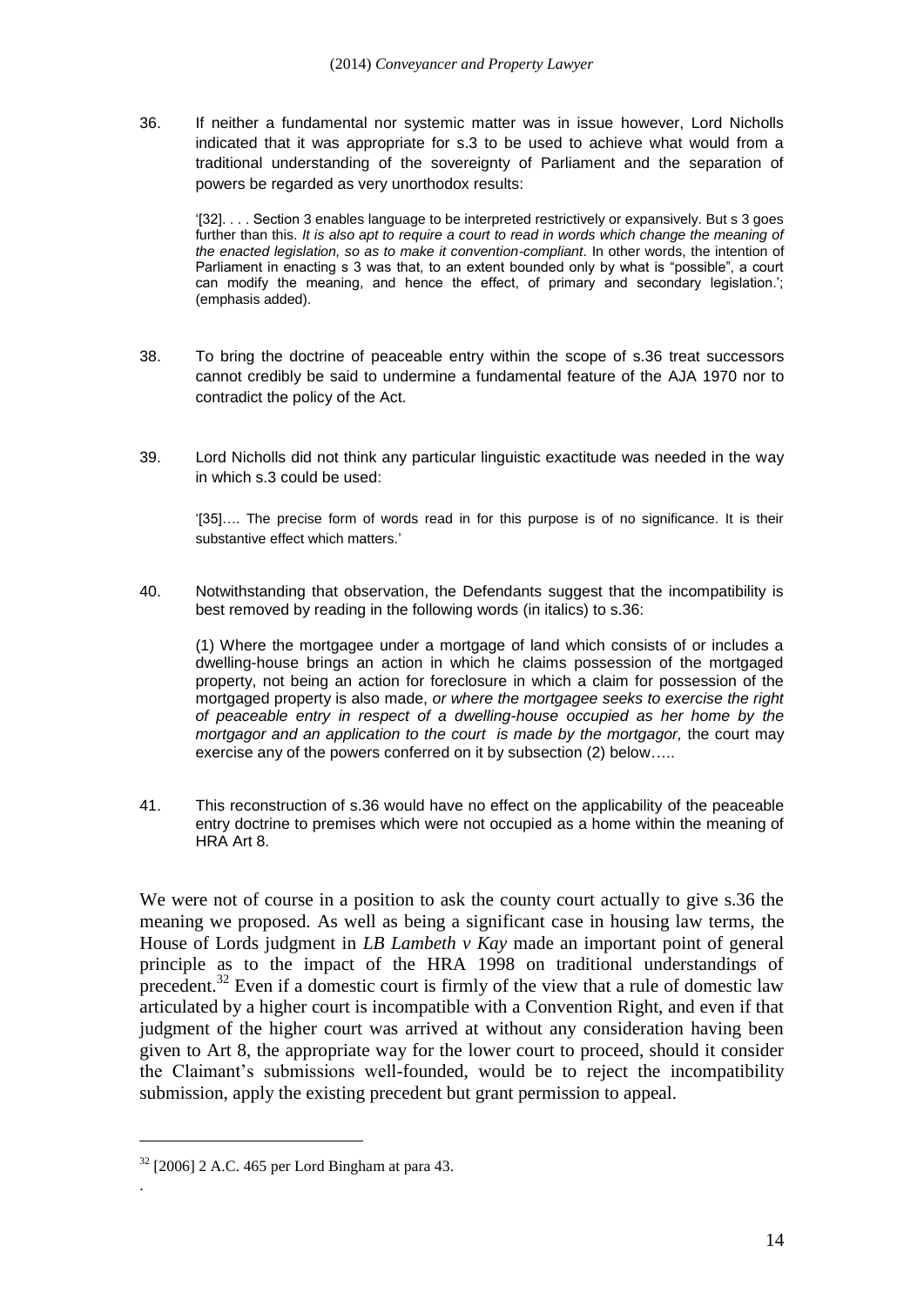36. If neither a fundamental nor systemic matter was in issue however, Lord Nicholls indicated that it was appropriate for s.3 to be used to achieve what would from a traditional understanding of the sovereignty of Parliament and the separation of powers be regarded as very unorthodox results:

> '[32]. . . . Section 3 enables language to be interpreted restrictively or expansively. But s 3 goes further than this. *It is also apt to require a court to read in words which change the meaning of the enacted legislation, so as to make it convention-compliant*. In other words, the intention of Parliament in enacting s 3 was that, to an extent bounded only by what is "possible", a court can modify the meaning, and hence the effect, of primary and secondary legislation.'; (emphasis added).

38. To bring the doctrine of peaceable entry within the scope of s.36 treat successors cannot credibly be said to undermine a fundamental feature of the AJA 1970 nor to contradict the policy of the Act.

39. Lord Nicholls did not think any particular linguistic exactitude was needed in the way in which s.3 could be used:

> '[35]…. The precise form of words read in for this purpose is of no significance. It is their substantive effect which matters.'

40. Notwithstanding that observation, the Defendants suggest that the incompatibility is best removed by reading in the following words (in italics) to s.36:

> (1) Where the mortgagee under a mortgage of land which consists of or includes a dwelling-house brings an action in which he claims possession of the mortgaged property, not being an action for foreclosure in which a claim for possession of the mortgaged property is also made, *or where the mortgagee seeks to exercise the right of peaceable entry in respect of a dwelling-house occupied as her home by the mortgagor and an application to the court is made by the mortgagor,* the court may exercise any of the powers conferred on it by subsection (2) below…..

41. This reconstruction of s.36 would have no effect on the applicability of the peaceable entry doctrine to premises which were not occupied as a home within the meaning of HRA Art 8.

We were not of course in a position to ask the county court actually to give s.36 the meaning we proposed. As well as being a significant case in housing law terms, the House of Lords judgment in *LB Lambeth v Kay* made an important point of general principle as to the impact of the HRA 1998 on traditional understandings of precedent.[32] Even if a domestic court is firmly of the view that a rule of domestic law articulated by a higher court is incompatible with a Convention Right, and even if that judgment of the higher court was arrived at without any consideration having been given to Art 8, the appropriate way for the lower court to proceed, should it consider the Claimant's submissions well-founded, would be to reject the incompatibility submission, apply the existing precedent but grant permission to appeal.

[32] [2006] 2 A.C. 465 per Lord Bingham at para 43.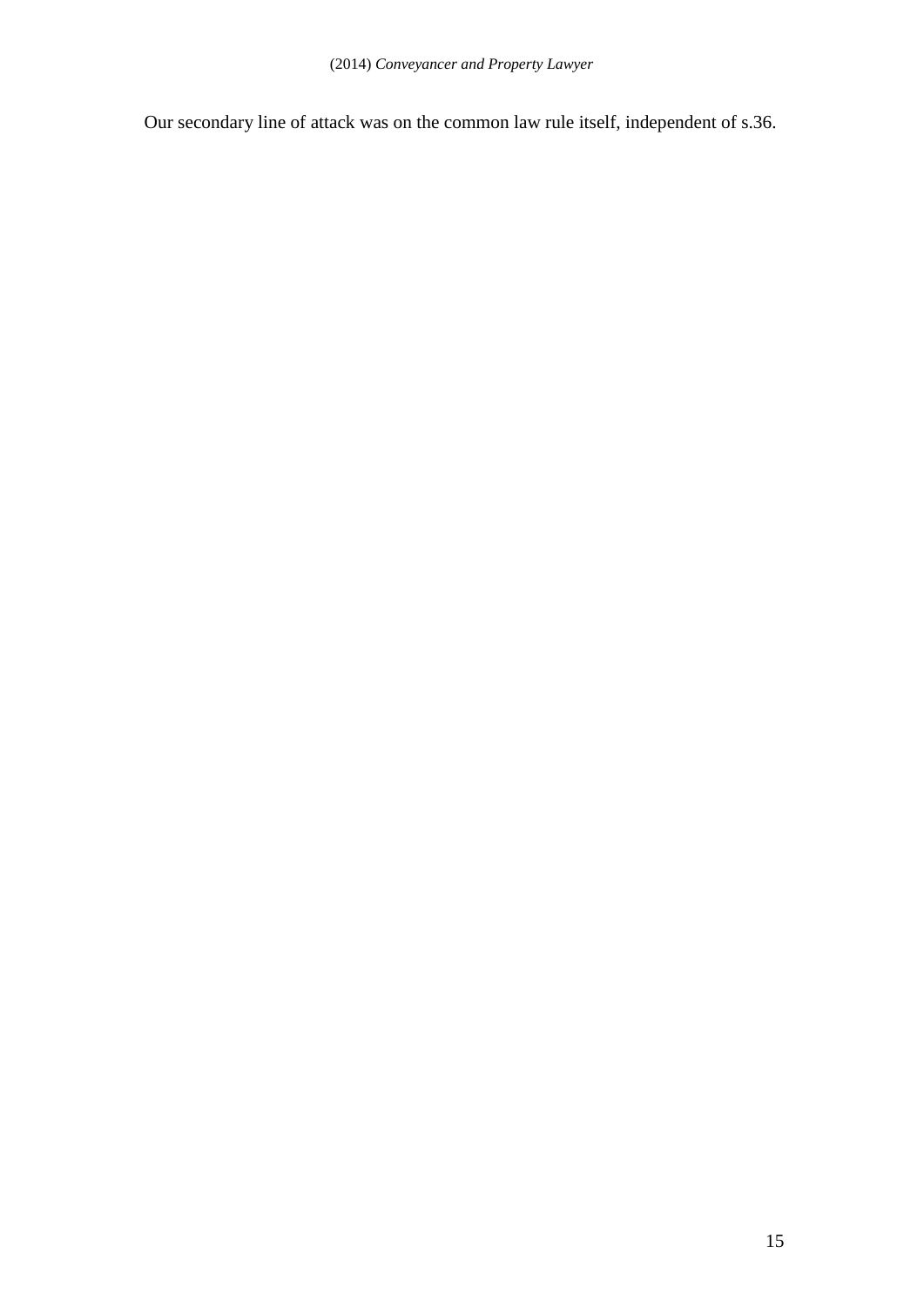Our secondary line of attack was on the common law rule itself, independent of s.36.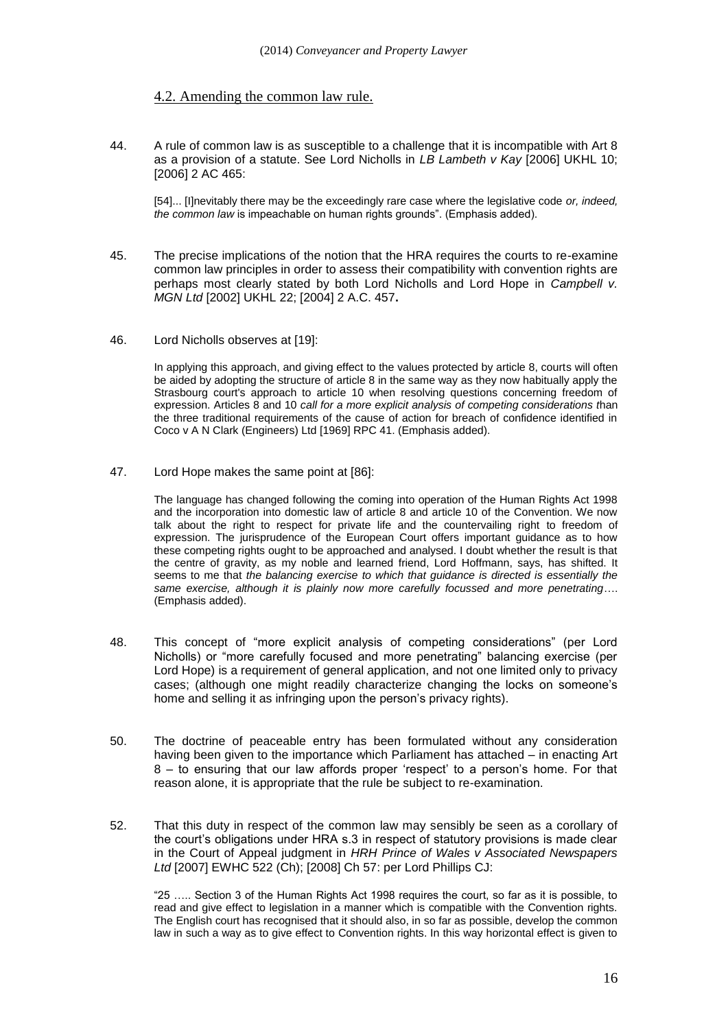## 4.2. Amending the common law rule.

44. A rule of common law is as susceptible to a challenge that it is incompatible with Art 8 as a provision of a statute. See Lord Nicholls in *LB Lambeth v Kay* [2006] UKHL 10; [2006] 2 AC 465:

> [54]... [I]nevitably there may be the exceedingly rare case where the legislative code *or, indeed, the common law* is impeachable on human rights grounds". (Emphasis added).

45. The precise implications of the notion that the HRA requires the courts to re-examine common law principles in order to assess their compatibility with convention rights are perhaps most clearly stated by both Lord Nicholls and Lord Hope in *Campbell v. MGN Ltd* [2002] UKHL 22; [2004] 2 A.C. 457**.**

46. Lord Nicholls observes at [19]:

> In applying this approach, and giving effect to the values protected by article 8, courts will often be aided by adopting the structure of article 8 in the same way as they now habitually apply the Strasbourg court's approach to article 10 when resolving questions concerning freedom of expression. Articles 8 and 10 *call for a more explicit analysis of competing considerations t*han the three traditional requirements of the cause of action for breach of confidence identified in Coco v A N Clark (Engineers) Ltd [1969] RPC 41. (Emphasis added).

47. Lord Hope makes the same point at [86]:

> The language has changed following the coming into operation of the Human Rights Act 1998 and the incorporation into domestic law of article 8 and article 10 of the Convention. We now talk about the right to respect for private life and the countervailing right to freedom of expression. The jurisprudence of the European Court offers important guidance as to how these competing rights ought to be approached and analysed. I doubt whether the result is that the centre of gravity, as my noble and learned friend, Lord Hoffmann, says, has shifted. It seems to me that *the balancing exercise to which that guidance is directed is essentially the same exercise, although it is plainly now more carefully focussed and more penetrating*…. (Emphasis added).

48. This concept of "more explicit analysis of competing considerations" (per Lord Nicholls) or "more carefully focused and more penetrating" balancing exercise (per Lord Hope) is a requirement of general application, and not one limited only to privacy cases; (although one might readily characterize changing the locks on someone's home and selling it as infringing upon the person's privacy rights).

50. The doctrine of peaceable entry has been formulated without any consideration having been given to the importance which Parliament has attached – in enacting Art 8 – to ensuring that our law affords proper 'respect' to a person's home. For that reason alone, it is appropriate that the rule be subject to re-examination.

52. That this duty in respect of the common law may sensibly be seen as a corollary of the court's obligations under HRA s.3 in respect of statutory provisions is made clear in the Court of Appeal judgment in *HRH Prince of Wales v Associated Newspapers Ltd* [2007] EWHC 522 (Ch); [2008] Ch 57: per Lord Phillips CJ:

> "25 ….. Section 3 of the Human Rights Act 1998 requires the court, so far as it is possible, to read and give effect to legislation in a manner which is compatible with the Convention rights. The English court has recognised that it should also, in so far as possible, develop the common law in such a way as to give effect to Convention rights. In this way horizontal effect is given to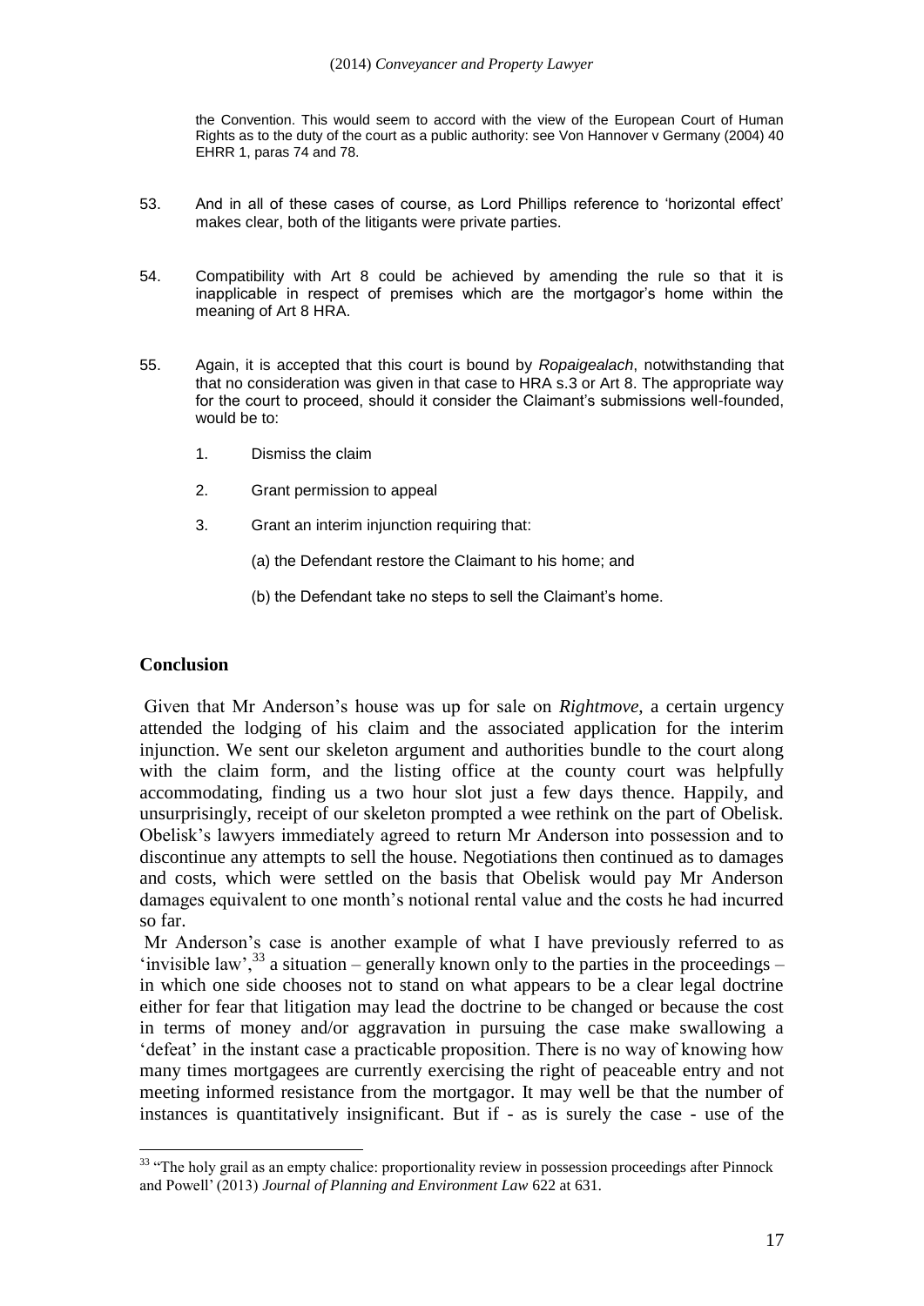the Convention. This would seem to accord with the view of the European Court of Human Rights as to the duty of the court as a public authority: see Von Hannover v Germany (2004) 40 EHRR 1, paras 74 and 78.

53. And in all of these cases of course, as Lord Phillips reference to 'horizontal effect' makes clear, both of the litigants were private parties.

54. Compatibility with Art 8 could be achieved by amending the rule so that it is inapplicable in respect of premises which are the mortgagor's home within the meaning of Art 8 HRA.

55. Again, it is accepted that this court is bound by *Ropaigealach*, notwithstanding that that no consideration was given in that case to HRA s.3 or Art 8. The appropriate way for the court to proceed, should it consider the Claimant's submissions well-founded, would be to:

1. Dismiss the claim

2. Grant permission to appeal

3. Grant an interim injunction requiring that:

   (a) the Defendant restore the Claimant to his home; and

   (b) the Defendant take no steps to sell the Claimant's home.

## Conclusion

Given that Mr Anderson's house was up for sale on *Rightmove,* a certain urgency attended the lodging of his claim and the associated application for the interim injunction. We sent our skeleton argument and authorities bundle to the court along with the claim form, and the listing office at the county court was helpfully accommodating, finding us a two hour slot just a few days thence. Happily, and unsurprisingly, receipt of our skeleton prompted a wee rethink on the part of Obelisk. Obelisk's lawyers immediately agreed to return Mr Anderson into possession and to discontinue any attempts to sell the house. Negotiations then continued as to damages and costs, which were settled on the basis that Obelisk would pay Mr Anderson damages equivalent to one month's notional rental value and the costs he had incurred so far.

Mr Anderson's case is another example of what I have previously referred to as 'invisible law',[33] a situation – generally known only to the parties in the proceedings – in which one side chooses not to stand on what appears to be a clear legal doctrine either for fear that litigation may lead the doctrine to be changed or because the cost in terms of money and/or aggravation in pursuing the case make swallowing a 'defeat' in the instant case a practicable proposition. There is no way of knowing how many times mortgagees are currently exercising the right of peaceable entry and not meeting informed resistance from the mortgagor. It may well be that the number of instances is quantitatively insignificant. But if - as is surely the case - use of the

---

[33] "The holy grail as an empty chalice: proportionality review in possession proceedings after Pinnock and Powell' (2013) *Journal of Planning and Environment Law* 622 at 631.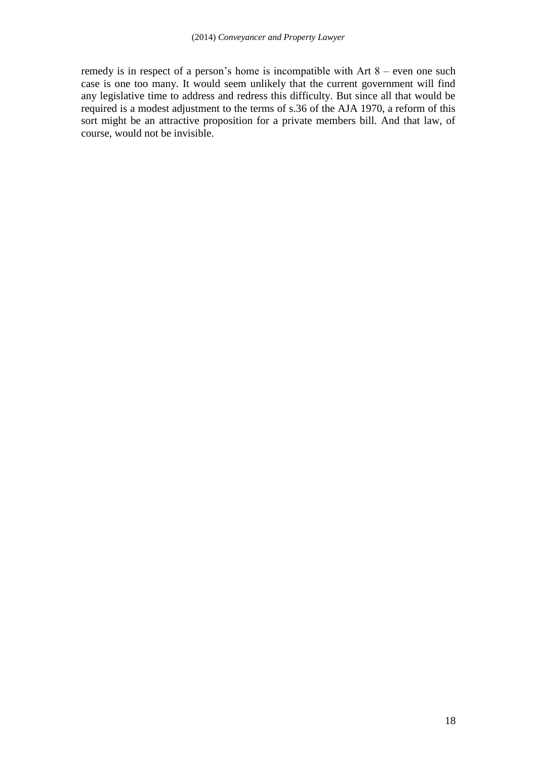remedy is in respect of a person's home is incompatible with Art 8 – even one such case is one too many. It would seem unlikely that the current government will find any legislative time to address and redress this difficulty. But since all that would be required is a modest adjustment to the terms of s.36 of the AJA 1970, a reform of this sort might be an attractive proposition for a private members bill. And that law, of course, would not be invisible.